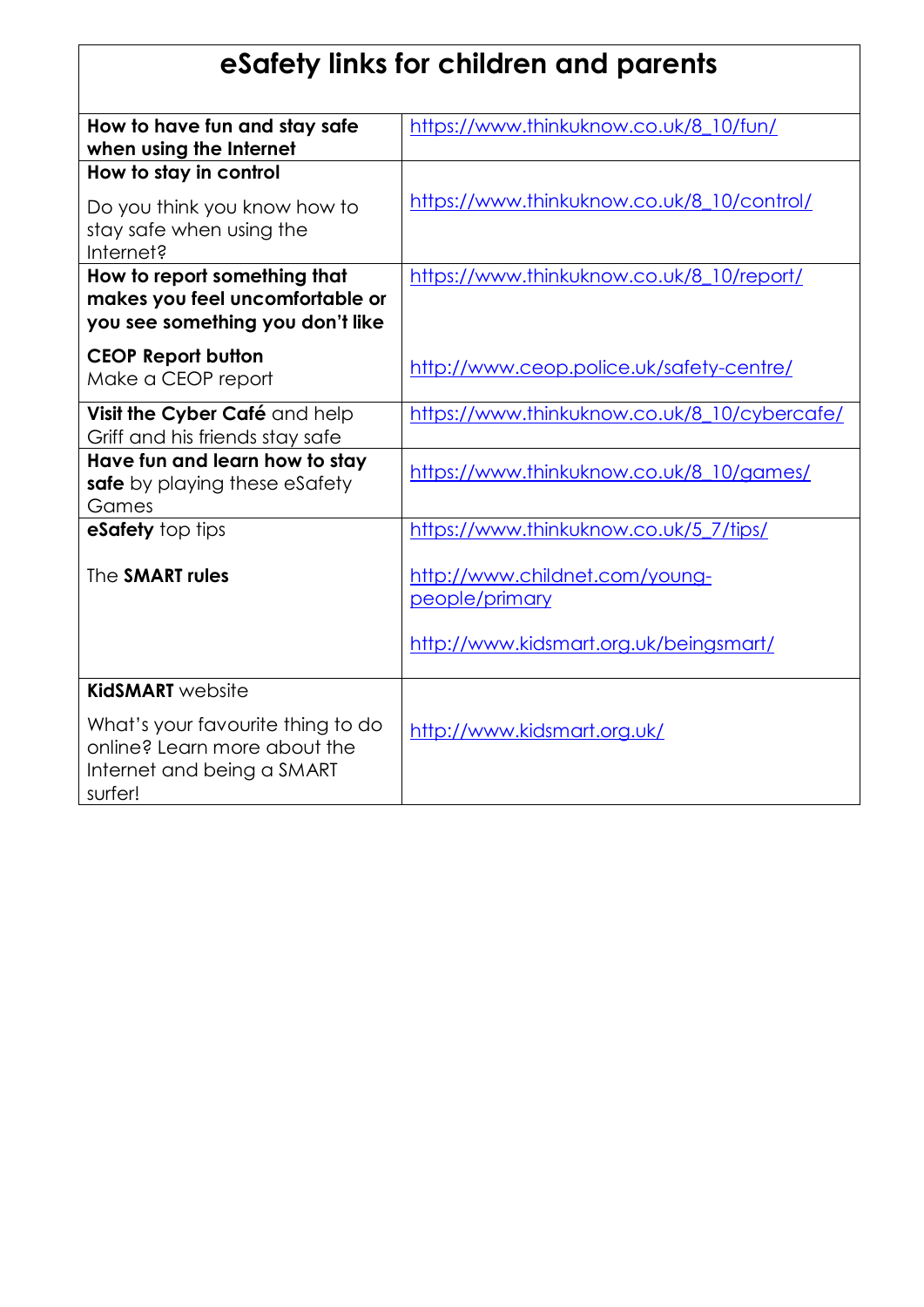# eSafety links for children and parents

| | |
|---|---|
| **How to have fun and stay safe when using the Internet** | https://www.thinkuknow.co.uk/8_10/fun/ |
| **How to stay in control**<br><br>Do you think you know how to stay safe when using the Internet? | https://www.thinkuknow.co.uk/8_10/control/ |
| **How to report something that makes you feel uncomfortable or you see something you don't like**<br><br>**CEOP Report button**<br>Make a CEOP report | https://www.thinkuknow.co.uk/8_10/report/<br><br>http://www.ceop.police.uk/safety-centre/ |
| **Visit the Cyber Café** and help Griff and his friends stay safe | https://www.thinkuknow.co.uk/8_10/cybercafe/ |
| **Have fun and learn how to stay safe** by playing these eSafety Games | https://www.thinkuknow.co.uk/8_10/games/ |
| **eSafety** top tips<br><br>The **SMART rules** | https://www.thinkuknow.co.uk/5_7/tips/<br><br>http://www.childnet.com/young-people/primary<br><br>http://www.kidsmart.org.uk/beingsmart/ |
| **KidSMART** website<br><br>What's your favourite thing to do online? Learn more about the Internet and being a SMART surfer! | http://www.kidsmart.org.uk/ |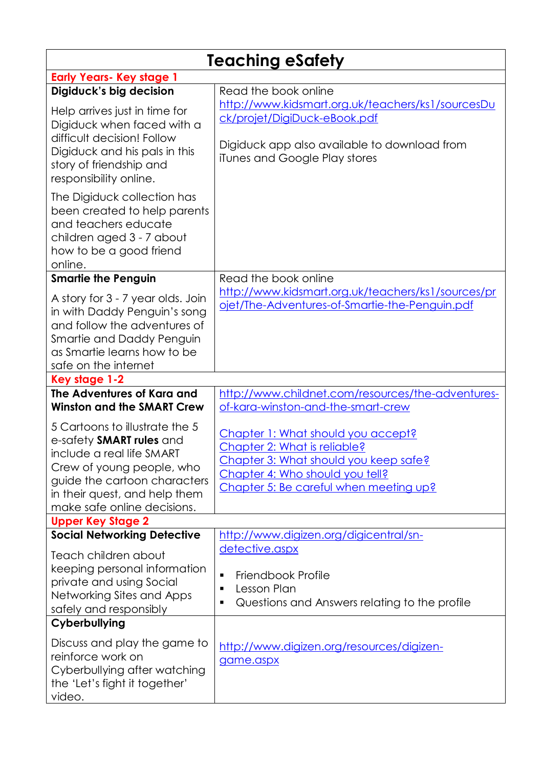# Teaching eSafety

| | |
|---|---|
| **Early Years- Key stage 1** | |
| **Digiduck's big decision**<br><br>Help arrives just in time for Digiduck when faced with a difficult decision! Follow Digiduck and his pals in this story of friendship and responsibility online.<br><br>The Digiduck collection has been created to help parents and teachers educate children aged 3 - 7 about how to be a good friend online. | Read the book online<br>http://www.kidsmart.org.uk/teachers/ks1/sourcesDuck/projet/DigiDuck-eBook.pdf<br><br>Digiduck app also available to download from iTunes and Google Play stores |
| **Smartie the Penguin**<br><br>A story for 3 - 7 year olds. Join in with Daddy Penguin's song and follow the adventures of Smartie and Daddy Penguin as Smartie learns how to be safe on the internet | Read the book online<br>http://www.kidsmart.org.uk/teachers/ks1/sources/projet/The-Adventures-of-Smartie-the-Penguin.pdf |
| **Key stage 1-2** | |
| **The Adventures of Kara and Winston and the SMART Crew**<br><br>5 Cartoons to illustrate the 5 e-safety **SMART rules** and include a real life SMART Crew of young people, who guide the cartoon characters in their quest, and help them make safe online decisions. | http://www.childnet.com/resources/the-adventures-of-kara-winston-and-the-smart-crew<br><br>Chapter 1: What should you accept?<br>Chapter 2: What is reliable?<br>Chapter 3: What should you keep safe?<br>Chapter 4: Who should you tell?<br>Chapter 5: Be careful when meeting up? |
| **Upper Key Stage 2** | |
| **Social Networking Detective**<br><br>Teach children about keeping personal information private and using Social Networking Sites and Apps safely and responsibly | http://www.digizen.org/digicentral/sn-detective.aspx<br><br>▪ Friendbook Profile<br>▪ Lesson Plan<br>▪ Questions and Answers relating to the profile |
| **Cyberbullying**<br><br>Discuss and play the game to reinforce work on Cyberbullying after watching the 'Let's fight it together' video. | http://www.digizen.org/resources/digizen-game.aspx |